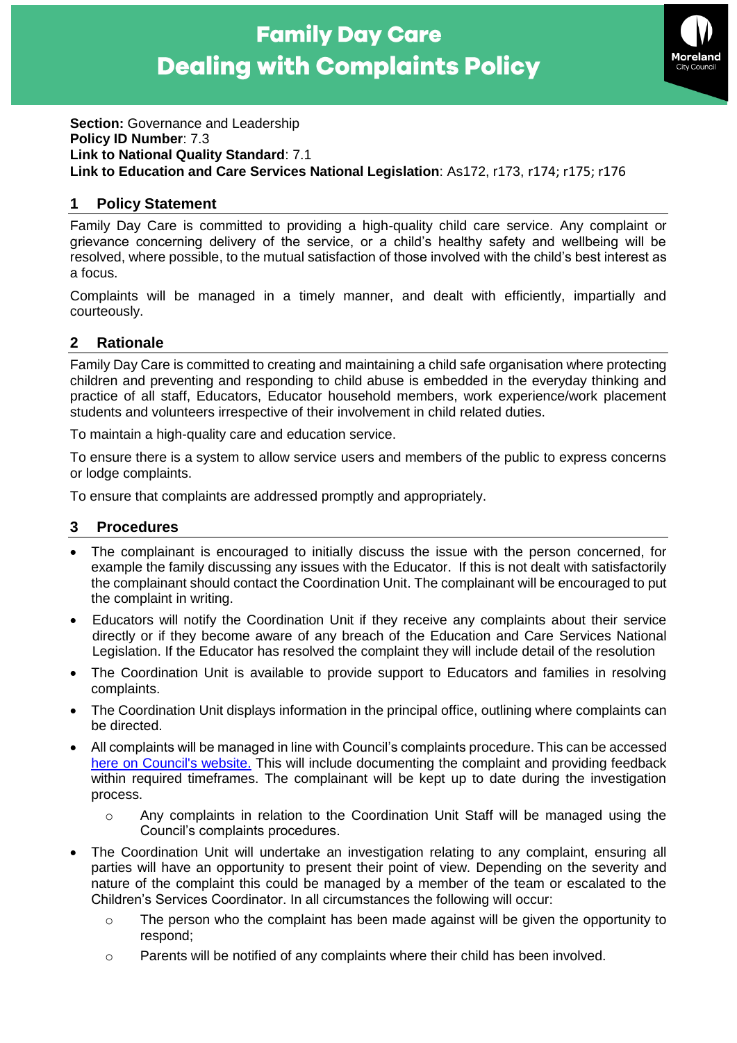# Family Day Care
# Dealing with Complaints Policy

**Section:** Governance and Leadership
**Policy ID Number**: 7.3
**Link to National Quality Standard**: 7.1
**Link to Education and Care Services National Legislation**: As172, r173, r174; r175; r176

## 1 Policy Statement

Family Day Care is committed to providing a high-quality child care service. Any complaint or grievance concerning delivery of the service, or a child's healthy safety and wellbeing will be resolved, where possible, to the mutual satisfaction of those involved with the child's best interest as a focus.

Complaints will be managed in a timely manner, and dealt with efficiently, impartially and courteously.

## 2 Rationale

Family Day Care is committed to creating and maintaining a child safe organisation where protecting children and preventing and responding to child abuse is embedded in the everyday thinking and practice of all staff, Educators, Educator household members, work experience/work placement students and volunteers irrespective of their involvement in child related duties.

To maintain a high-quality care and education service.

To ensure there is a system to allow service users and members of the public to express concerns or lodge complaints.

To ensure that complaints are addressed promptly and appropriately.

## 3 Procedures

- The complainant is encouraged to initially discuss the issue with the person concerned, for example the family discussing any issues with the Educator. If this is not dealt with satisfactorily the complainant should contact the Coordination Unit. The complainant will be encouraged to put the complaint in writing.
- Educators will notify the Coordination Unit if they receive any complaints about their service directly or if they become aware of any breach of the Education and Care Services National Legislation. If the Educator has resolved the complaint they will include detail of the resolution
- The Coordination Unit is available to provide support to Educators and families in resolving complaints.
- The Coordination Unit displays information in the principal office, outlining where complaints can be directed.
- All complaints will be managed in line with Council's complaints procedure. This can be accessed here on Council's website. This will include documenting the complaint and providing feedback within required timeframes. The complainant will be kept up to date during the investigation process.
  - Any complaints in relation to the Coordination Unit Staff will be managed using the Council's complaints procedures.
- The Coordination Unit will undertake an investigation relating to any complaint, ensuring all parties will have an opportunity to present their point of view. Depending on the severity and nature of the complaint this could be managed by a member of the team or escalated to the Children's Services Coordinator. In all circumstances the following will occur:
  - The person who the complaint has been made against will be given the opportunity to respond;
  - Parents will be notified of any complaints where their child has been involved.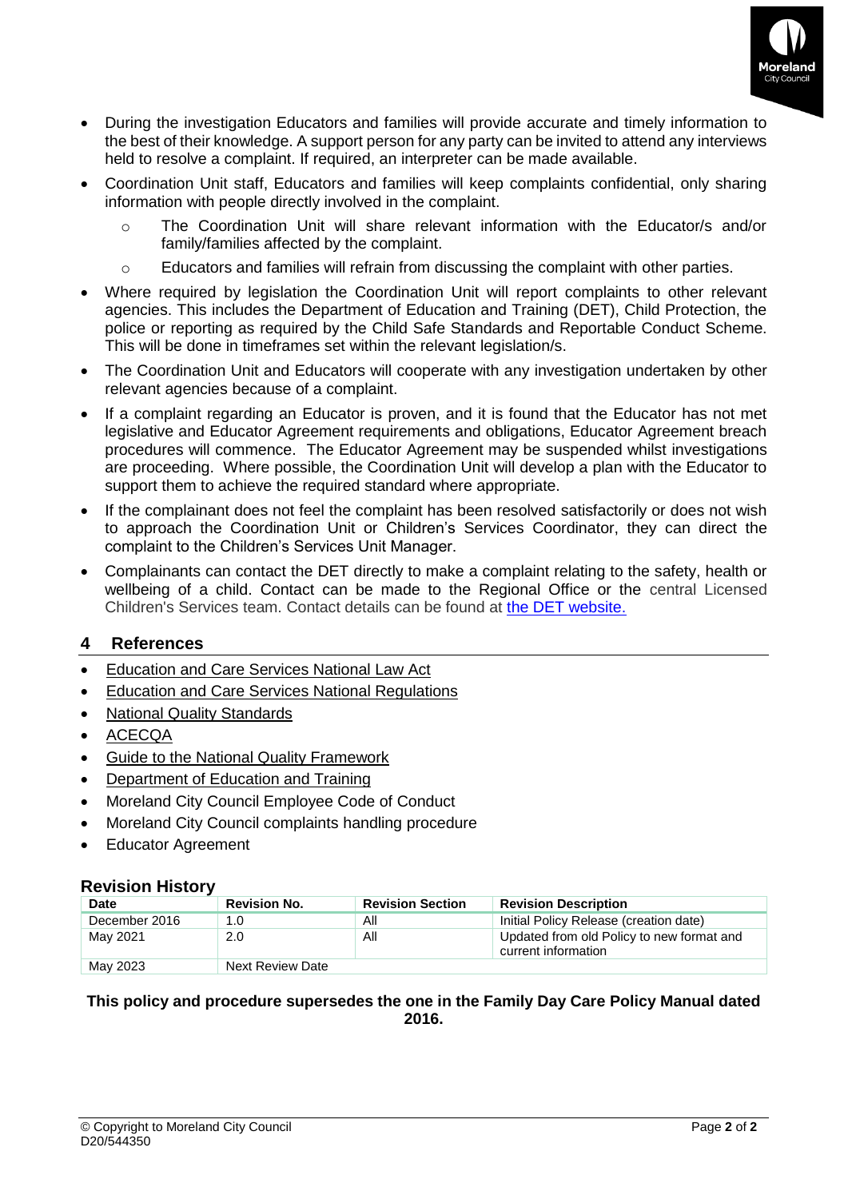- During the investigation Educators and families will provide accurate and timely information to the best of their knowledge. A support person for any party can be invited to attend any interviews held to resolve a complaint. If required, an interpreter can be made available.
- Coordination Unit staff, Educators and families will keep complaints confidential, only sharing information with people directly involved in the complaint.
  - The Coordination Unit will share relevant information with the Educator/s and/or family/families affected by the complaint.
  - Educators and families will refrain from discussing the complaint with other parties.
- Where required by legislation the Coordination Unit will report complaints to other relevant agencies. This includes the Department of Education and Training (DET), Child Protection, the police or reporting as required by the Child Safe Standards and Reportable Conduct Scheme. This will be done in timeframes set within the relevant legislation/s.
- The Coordination Unit and Educators will cooperate with any investigation undertaken by other relevant agencies because of a complaint.
- If a complaint regarding an Educator is proven, and it is found that the Educator has not met legislative and Educator Agreement requirements and obligations, Educator Agreement breach procedures will commence. The Educator Agreement may be suspended whilst investigations are proceeding. Where possible, the Coordination Unit will develop a plan with the Educator to support them to achieve the required standard where appropriate.
- If the complainant does not feel the complaint has been resolved satisfactorily or does not wish to approach the Coordination Unit or Children's Services Coordinator, they can direct the complaint to the Children's Services Unit Manager.
- Complainants can contact the DET directly to make a complaint relating to the safety, health or wellbeing of a child. Contact can be made to the Regional Office or the central Licensed Children's Services team. Contact details can be found at the DET website.

## 4 References

- Education and Care Services National Law Act
- Education and Care Services National Regulations
- National Quality Standards
- ACECQA
- Guide to the National Quality Framework
- Department of Education and Training
- Moreland City Council Employee Code of Conduct
- Moreland City Council complaints handling procedure
- Educator Agreement

### Revision History

| Date | Revision No. | Revision Section | Revision Description |
|---|---|---|---|
| December 2016 | 1.0 | All | Initial Policy Release (creation date) |
| May 2021 | 2.0 | All | Updated from old Policy to new format and current information |
| May 2023 | Next Review Date | | |

**This policy and procedure supersedes the one in the Family Day Care Policy Manual dated 2016.**

© Copyright to Moreland City Council
D20/544350